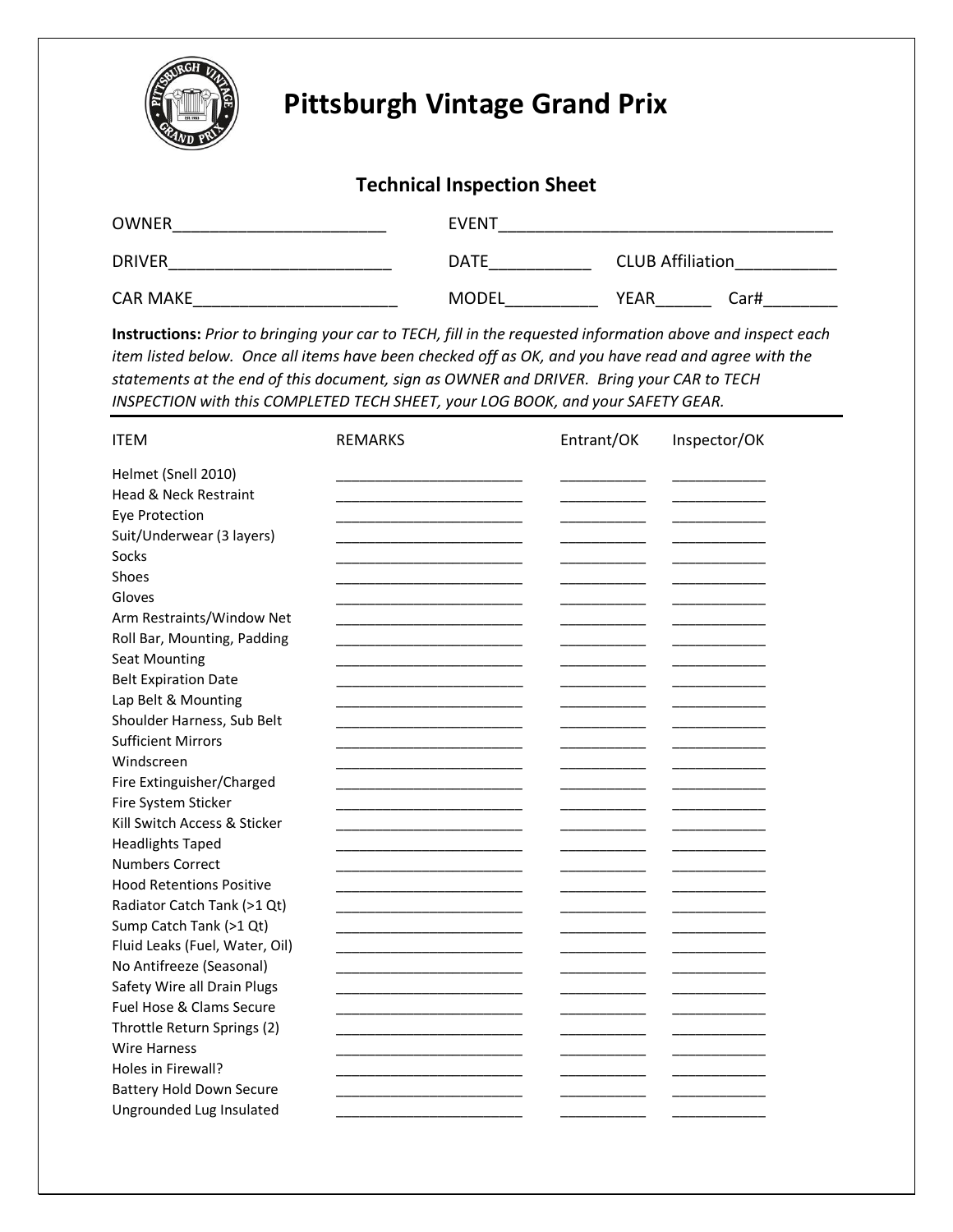# Pittsburgh Vintage Grand Prix

## Technical Inspection Sheet

OWNER_______________________ EVENT____________________________________

DRIVER________________________ DATE___________ CLUB Affiliation___________

CAR MAKE______________________ MODEL__________ YEAR______ Car#________

**Instructions:** *Prior to bringing your car to TECH, fill in the requested information above and inspect each item listed below. Once all items have been checked off as OK, and you have read and agree with the statements at the end of this document, sign as OWNER and DRIVER. Bring your CAR to TECH INSPECTION with this COMPLETED TECH SHEET, your LOG BOOK, and your SAFETY GEAR.*

| ITEM | REMARKS | Entrant/OK | Inspector/OK |
|---|---|---|---|
| Helmet (Snell 2010) | | | |
| Head & Neck Restraint | | | |
| Eye Protection | | | |
| Suit/Underwear (3 layers) | | | |
| Socks | | | |
| Shoes | | | |
| Gloves | | | |
| Arm Restraints/Window Net | | | |
| Roll Bar, Mounting, Padding | | | |
| Seat Mounting | | | |
| Belt Expiration Date | | | |
| Lap Belt & Mounting | | | |
| Shoulder Harness, Sub Belt | | | |
| Sufficient Mirrors | | | |
| Windscreen | | | |
| Fire Extinguisher/Charged | | | |
| Fire System Sticker | | | |
| Kill Switch Access & Sticker | | | |
| Headlights Taped | | | |
| Numbers Correct | | | |
| Hood Retentions Positive | | | |
| Radiator Catch Tank (>1 Qt) | | | |
| Sump Catch Tank (>1 Qt) | | | |
| Fluid Leaks (Fuel, Water, Oil) | | | |
| No Antifreeze (Seasonal) | | | |
| Safety Wire all Drain Plugs | | | |
| Fuel Hose & Clams Secure | | | |
| Throttle Return Springs (2) | | | |
| Wire Harness | | | |
| Holes in Firewall? | | | |
| Battery Hold Down Secure | | | |
| Ungrounded Lug Insulated | | | |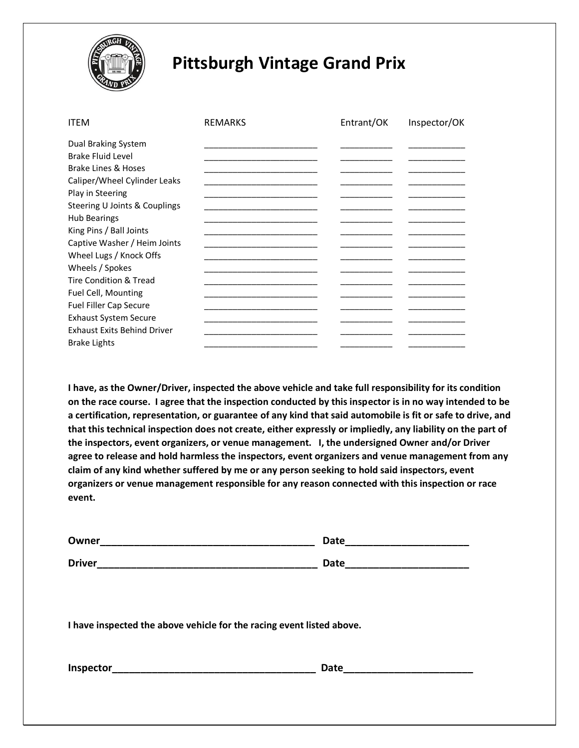# Pittsburgh Vintage Grand Prix

| ITEM | REMARKS | Entrant/OK | Inspector/OK |
|---|---|---|---|
| Dual Braking System | | | |
| Brake Fluid Level | | | |
| Brake Lines & Hoses | | | |
| Caliper/Wheel Cylinder Leaks | | | |
| Play in Steering | | | |
| Steering U Joints & Couplings | | | |
| Hub Bearings | | | |
| King Pins / Ball Joints | | | |
| Captive Washer / Heim Joints | | | |
| Wheel Lugs / Knock Offs | | | |
| Wheels / Spokes | | | |
| Tire Condition & Tread | | | |
| Fuel Cell, Mounting | | | |
| Fuel Filler Cap Secure | | | |
| Exhaust System Secure | | | |
| Exhaust Exits Behind Driver | | | |
| Brake Lights | | | |

**I have, as the Owner/Driver, inspected the above vehicle and take full responsibility for its condition on the race course. I agree that the inspection conducted by this inspector is in no way intended to be a certification, representation, or guarantee of any kind that said automobile is fit or safe to drive, and that this technical inspection does not create, either expressly or impliedly, any liability on the part of the inspectors, event organizers, or venue management. I, the undersigned Owner and/or Driver agree to release and hold harmless the inspectors, event organizers and venue management from any claim of any kind whether suffered by me or any person seeking to hold said inspectors, event organizers or venue management responsible for any reason connected with this inspection or race event.**

**Owner**________________________________________ **Date**______________________

**Driver**________________________________________ **Date**______________________

**I have inspected the above vehicle for the racing event listed above.**

**Inspector**_____________________________________ **Date**_______________________